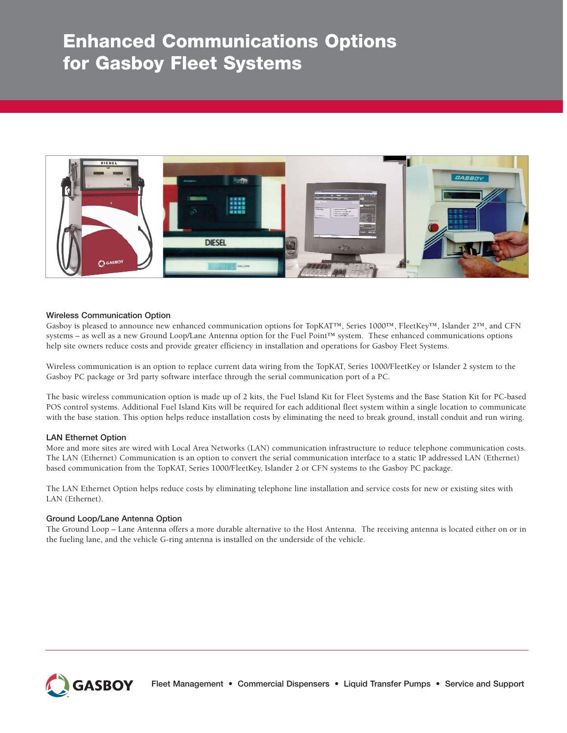# Enhanced Communications Options for Gasboy Fleet Systems

### Wireless Communication Option

Gasboy is pleased to announce new enhanced communication options for TopKAT™, Series 1000™, FleetKey™, Islander 2™, and CFN systems – as well as a new Ground Loop/Lane Antenna option for the Fuel Point™ system. These enhanced communications options help site owners reduce costs and provide greater efficiency in installation and operations for Gasboy Fleet Systems.

Wireless communication is an option to replace current data wiring from the TopKAT, Series 1000/FleetKey or Islander 2 system to the Gasboy PC package or 3rd party software interface through the serial communication port of a PC.

The basic wireless communication option is made up of 2 kits, the Fuel Island Kit for Fleet Systems and the Base Station Kit for PC-based POS control systems. Additional Fuel Island Kits will be required for each additional fleet system within a single location to communicate with the base station. This option helps reduce installation costs by eliminating the need to break ground, install conduit and run wiring.

### LAN Ethernet Option

More and more sites are wired with Local Area Networks (LAN) communication infrastructure to reduce telephone communication costs. The LAN (Ethernet) Communication is an option to convert the serial communication interface to a static IP addressed LAN (Ethernet) based communication from the TopKAT, Series 1000/FleetKey, Islander 2 or CFN systems to the Gasboy PC package.

The LAN Ethernet Option helps reduce costs by eliminating telephone line installation and service costs for new or existing sites with LAN (Ethernet).

### Ground Loop/Lane Antenna Option

The Ground Loop – Lane Antenna offers a more durable alternative to the Host Antenna. The receiving antenna is located either on or in the fueling lane, and the vehicle G-ring antenna is installed on the underside of the vehicle.

GASBOY

Fleet Management • Commercial Dispensers • Liquid Transfer Pumps • Service and Support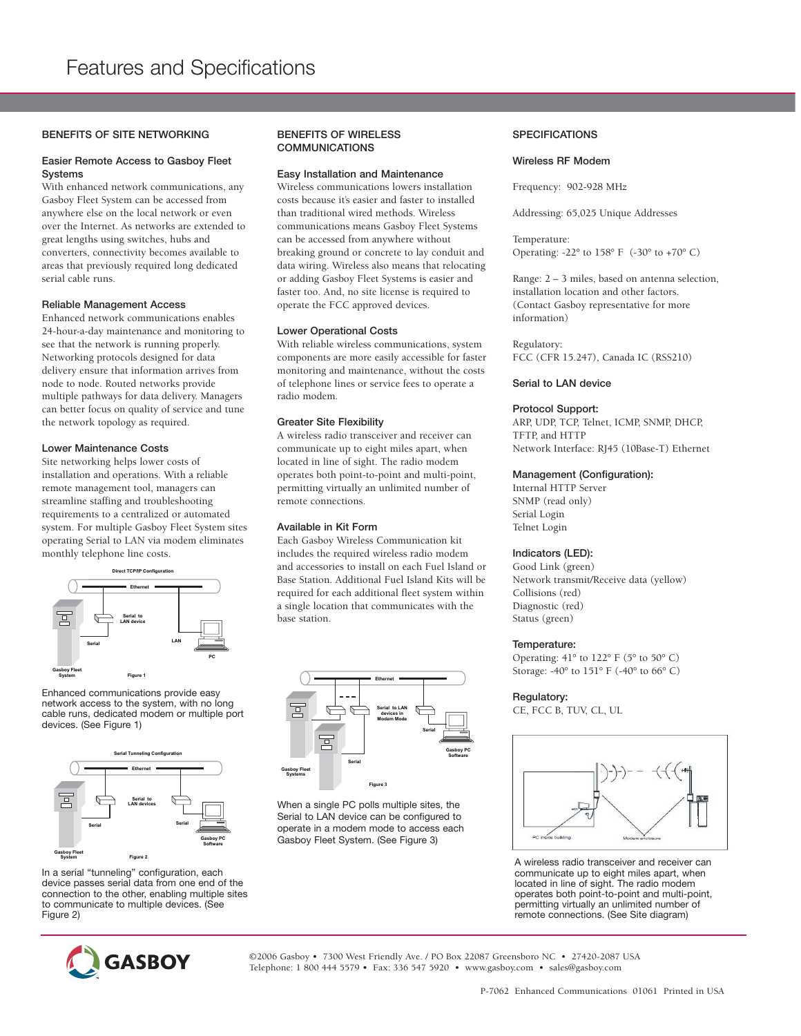# Features and Specifications

## BENEFITS OF SITE NETWORKING

### Easier Remote Access to Gasboy Fleet Systems

With enhanced network communications, any Gasboy Fleet System can be accessed from anywhere else on the local network or even over the Internet. As networks are extended to great lengths using switches, hubs and converters, connectivity becomes available to areas that previously required long dedicated serial cable runs.

### Reliable Management Access

Enhanced network communications enables 24-hour-a-day maintenance and monitoring to see that the network is running properly. Networking protocols designed for data delivery ensure that information arrives from node to node. Routed networks provide multiple pathways for data delivery. Managers can better focus on quality of service and tune the network topology as required.

### Lower Maintenance Costs

Site networking helps lower costs of installation and operations. With a reliable remote management tool, managers can streamline staffing and troubleshooting requirements to a centralized or automated system. For multiple Gasboy Fleet System sites operating Serial to LAN via modem eliminates monthly telephone line costs.

Direct TCP/IP Configuration
Ethernet
Serial to LAN device
Serial
LAN
PC
Gasboy Fleet System
Figure 1

Enhanced communications provide easy network access to the system, with no long cable runs, dedicated modem or multiple port devices. (See Figure 1)

Serial Tunneling Configuration
Ethernet
Serial to LAN devices
Serial
Serial
Gasboy PC Software
Gasboy Fleet System
Figure 2

In a serial "tunneling" configuration, each device passes serial data from one end of the connection to the other, enabling multiple sites to communicate to multiple devices. (See Figure 2)

## BENEFITS OF WIRELESS COMMUNICATIONS

### Easy Installation and Maintenance

Wireless communications lowers installation costs because it's easier and faster to installed than traditional wired methods. Wireless communications means Gasboy Fleet Systems can be accessed from anywhere without breaking ground or concrete to lay conduit and data wiring. Wireless also means that relocating or adding Gasboy Fleet Systems is easier and faster too. And, no site license is required to operate the FCC approved devices.

### Lower Operational Costs

With reliable wireless communications, system components are more easily accessible for faster monitoring and maintenance, without the costs of telephone lines or service fees to operate a radio modem.

### Greater Site Flexibility

A wireless radio transceiver and receiver can communicate up to eight miles apart, when located in line of sight. The radio modem operates both point-to-point and multi-point, permitting virtually an unlimited number of remote connections.

### Available in Kit Form

Each Gasboy Wireless Communication kit includes the required wireless radio modem and accessories to install on each Fuel Island or Base Station. Additional Fuel Island Kits will be required for each additional fleet system within a single location that communicates with the base station.

Ethernet
Serial to LAN devices in Modem Mode
Serial
Gasboy PC Software
Gasboy Fleet Systems
Serial
Figure 3

When a single PC polls multiple sites, the Serial to LAN device can be configured to operate in a modem mode to access each Gasboy Fleet System. (See Figure 3)

## SPECIFICATIONS

### Wireless RF Modem

Frequency: 902-928 MHz

Addressing: 65,025 Unique Addresses

Temperature:
Operating: -22° to 158° F (-30° to +70° C)

Range: 2 – 3 miles, based on antenna selection, installation location and other factors. (Contact Gasboy representative for more information)

Regulatory:
FCC (CFR 15.247), Canada IC (RSS210)

### Serial to LAN device

**Protocol Support:**
ARP, UDP, TCP, Telnet, ICMP, SNMP, DHCP, TFTP, and HTTP
Network Interface: RJ45 (10Base-T) Ethernet

**Management (Configuration):**
Internal HTTP Server
SNMP (read only)
Serial Login
Telnet Login

**Indicators (LED):**
Good Link (green)
Network transmit/Receive data (yellow)
Collisions (red)
Diagnostic (red)
Status (green)

**Temperature:**
Operating: 41° to 122° F (5° to 50° C)
Storage: -40° to 151° F (-40° to 66° C)

**Regulatory:**
CE, FCC B, TUV, CL, UL

PC inside building
Modem enclosure

A wireless radio transceiver and receiver can communicate up to eight miles apart, when located in line of sight. The radio modem operates both point-to-point and multi-point, permitting virtually an unlimited number of remote connections. (See Site diagram)

GASBOY

©2006 Gasboy • 7300 West Friendly Ave. / PO Box 22087 Greensboro NC • 27420-2087 USA
Telephone: 1 800 444 5579 • Fax: 336 547 5920 • www.gasboy.com • sales@gasboy.com

P-7062 Enhanced Communications 01061 Printed in USA